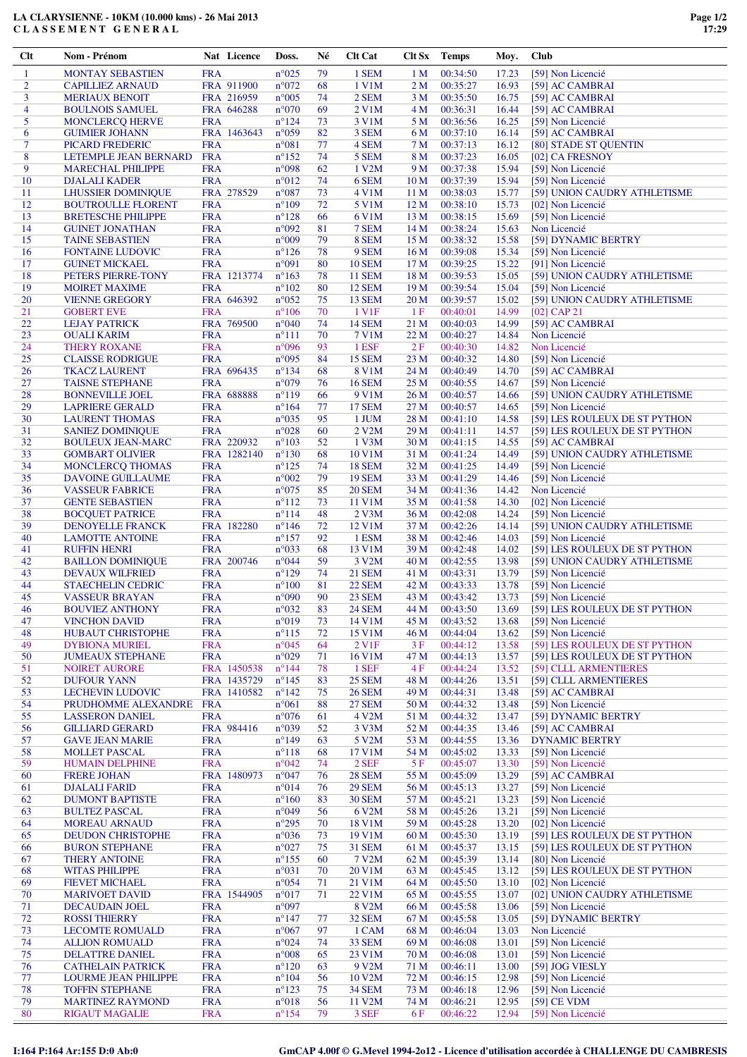# LA CLARYSIENNE - 10KM (10.000 kms) - 26 Mai 2013
## C L A S S E M E N T   G E N E R A L

| Clt | Nom - Prénom | Nat | Licence | Doss. | Né | Clt Cat | Clt Sx | Temps | Moy. | Club |
|---|---|---|---|---|---|---|---|---|---|---|
| 1 | MONTAY SEBASTIEN | FRA | | n°025 | 79 | 1 SEM | 1 M | 00:34:50 | 17.23 | [59] Non Licencié |
| 2 | CAPILLIEZ ARNAUD | FRA | 911900 | n°072 | 68 | 1 V1M | 2 M | 00:35:27 | 16.93 | [59] AC CAMBRAI |
| 3 | MERIAUX BENOIT | FRA | 216959 | n°005 | 74 | 2 SEM | 3 M | 00:35:50 | 16.75 | [59] AC CAMBRAI |
| 4 | BOULNOIS SAMUEL | FRA | 646288 | n°070 | 69 | 2 V1M | 4 M | 00:36:31 | 16.44 | [59] AC CAMBRAI |
| 5 | MONCLERCQ HERVE | FRA | | n°124 | 73 | 3 V1M | 5 M | 00:36:56 | 16.25 | [59] Non Licencié |
| 6 | GUIMIER JOHANN | FRA | 1463643 | n°059 | 82 | 3 SEM | 6 M | 00:37:10 | 16.14 | [59] AC CAMBRAI |
| 7 | PICARD FREDERIC | FRA | | n°081 | 77 | 4 SEM | 7 M | 00:37:13 | 16.12 | [80] STADE ST QUENTIN |
| 8 | LETEMPLE JEAN BERNARD | FRA | | n°152 | 74 | 5 SEM | 8 M | 00:37:23 | 16.05 | [02] CA FRESNOY |
| 9 | MARECHAL PHILIPPE | FRA | | n°098 | 62 | 1 V2M | 9 M | 00:37:38 | 15.94 | [59] Non Licencié |
| 10 | DJALALI KADER | FRA | | n°012 | 74 | 6 SEM | 10 M | 00:37:39 | 15.94 | [59] Non Licencié |
| 11 | LHUSSIER DOMINIQUE | FRA | 278529 | n°087 | 73 | 4 V1M | 11 M | 00:38:03 | 15.77 | [59] UNION CAUDRY ATHLETISME |
| 12 | BOUTROULLE FLORENT | FRA | | n°109 | 72 | 5 V1M | 12 M | 00:38:10 | 15.73 | [02] Non Licencié |
| 13 | BRETESCHE PHILIPPE | FRA | | n°128 | 66 | 6 V1M | 13 M | 00:38:15 | 15.69 | [59] Non Licencié |
| 14 | GUINET JONATHAN | FRA | | n°092 | 81 | 7 SEM | 14 M | 00:38:24 | 15.63 | Non Licencié |
| 15 | TAINE SEBASTIEN | FRA | | n°009 | 79 | 8 SEM | 15 M | 00:38:32 | 15.58 | [59] DYNAMIC BERTRY |
| 16 | FONTAINE LUDOVIC | FRA | | n°126 | 78 | 9 SEM | 16 M | 00:39:08 | 15.34 | [59] Non Licencié |
| 17 | GUINET MICKAEL | FRA | | n°091 | 80 | 10 SEM | 17 M | 00:39:25 | 15.22 | [91] Non Licencié |
| 18 | PETERS PIERRE-TONY | FRA | 1213774 | n°163 | 78 | 11 SEM | 18 M | 00:39:53 | 15.05 | [59] UNION CAUDRY ATHLETISME |
| 19 | MOIRET MAXIME | FRA | | n°102 | 80 | 12 SEM | 19 M | 00:39:54 | 15.04 | [59] Non Licencié |
| 20 | VIENNE GREGORY | FRA | 646392 | n°052 | 75 | 13 SEM | 20 M | 00:39:57 | 15.02 | [59] UNION CAUDRY ATHLETISME |
| 21 | GOBERT EVE | FRA | | n°106 | 70 | 1 V1F | 1 F | 00:40:01 | 14.99 | [02] CAP 21 |
| 22 | LEJAY PATRICK | FRA | 769500 | n°040 | 74 | 14 SEM | 21 M | 00:40:03 | 14.99 | [59] AC CAMBRAI |
| 23 | OUALI KARIM | FRA | | n°111 | 70 | 7 V1M | 22 M | 00:40:27 | 14.84 | Non Licencié |
| 24 | THERY ROXANE | FRA | | n°096 | 93 | 1 ESF | 2 F | 00:40:30 | 14.82 | Non Licencié |
| 25 | CLAISSE RODRIGUE | FRA | | n°095 | 84 | 15 SEM | 23 M | 00:40:32 | 14.80 | [59] Non Licencié |
| 26 | TKACZ LAURENT | FRA | 696435 | n°134 | 68 | 8 V1M | 24 M | 00:40:49 | 14.70 | [59] AC CAMBRAI |
| 27 | TAISNE STEPHANE | FRA | | n°079 | 76 | 16 SEM | 25 M | 00:40:55 | 14.67 | [59] Non Licencié |
| 28 | BONNEVILLE JOEL | FRA | 688888 | n°119 | 66 | 9 V1M | 26 M | 00:40:57 | 14.66 | [59] UNION CAUDRY ATHLETISME |
| 29 | LAPRIERE GERALD | FRA | | n°164 | 77 | 17 SEM | 27 M | 00:40:57 | 14.65 | [59] Non Licencié |
| 30 | LAURENT THOMAS | FRA | | n°035 | 95 | 1 JUM | 28 M | 00:41:10 | 14.58 | [59] LES ROULEUX DE ST PYTHON |
| 31 | SANIEZ DOMINIQUE | FRA | | n°028 | 60 | 2 V2M | 29 M | 00:41:11 | 14.57 | [59] LES ROULEUX DE ST PYTHON |
| 32 | BOULEUX JEAN-MARC | FRA | 220932 | n°103 | 52 | 1 V3M | 30 M | 00:41:15 | 14.55 | [59] AC CAMBRAI |
| 33 | GOMBART OLIVIER | FRA | 1282140 | n°130 | 68 | 10 V1M | 31 M | 00:41:24 | 14.49 | [59] UNION CAUDRY ATHLETISME |
| 34 | MONCLERCQ THOMAS | FRA | | n°125 | 74 | 18 SEM | 32 M | 00:41:25 | 14.49 | [59] Non Licencié |
| 35 | DAVOINE GUILLAUME | FRA | | n°002 | 79 | 19 SEM | 33 M | 00:41:29 | 14.46 | [59] Non Licencié |
| 36 | VASSEUR FABRICE | FRA | | n°075 | 85 | 20 SEM | 34 M | 00:41:36 | 14.42 | Non Licencié |
| 37 | GENTE SEBASTIEN | FRA | | n°112 | 73 | 11 V1M | 35 M | 00:41:58 | 14.30 | [02] Non Licencié |
| 38 | BOCQUET PATRICE | FRA | | n°114 | 48 | 2 V3M | 36 M | 00:42:08 | 14.24 | [59] Non Licencié |
| 39 | DENOYELLE FRANCK | FRA | 182280 | n°146 | 72 | 12 V1M | 37 M | 00:42:26 | 14.14 | [59] UNION CAUDRY ATHLETISME |
| 40 | LAMOTTE ANTOINE | FRA | | n°157 | 92 | 1 ESM | 38 M | 00:42:46 | 14.03 | [59] Non Licencié |
| 41 | RUFFIN HENRI | FRA | | n°033 | 68 | 13 V1M | 39 M | 00:42:48 | 14.02 | [59] LES ROULEUX DE ST PYTHON |
| 42 | BAILLON DOMINIQUE | FRA | 200746 | n°044 | 59 | 3 V2M | 40 M | 00:42:55 | 13.98 | [59] UNION CAUDRY ATHLETISME |
| 43 | DEVAUX WILFRIED | FRA | | n°129 | 74 | 21 SEM | 41 M | 00:43:31 | 13.79 | [59] Non Licencié |
| 44 | STAECHELIN CEDRIC | FRA | | n°100 | 81 | 22 SEM | 42 M | 00:43:33 | 13.78 | [59] Non Licencié |
| 45 | VASSEUR BRAYAN | FRA | | n°090 | 90 | 23 SEM | 43 M | 00:43:42 | 13.73 | [59] Non Licencié |
| 46 | BOUVIEZ ANTHONY | FRA | | n°032 | 83 | 24 SEM | 44 M | 00:43:50 | 13.69 | [59] LES ROULEUX DE ST PYTHON |
| 47 | VINCHON DAVID | FRA | | n°019 | 73 | 14 V1M | 45 M | 00:43:52 | 13.68 | [59] Non Licencié |
| 48 | HUBAUT CHRISTOPHE | FRA | | n°115 | 72 | 15 V1M | 46 M | 00:44:04 | 13.62 | [59] Non Licencié |
| 49 | DYBIONA MURIEL | FRA | | n°045 | 64 | 2 V1F | 3 F | 00:44:12 | 13.58 | [59] LES ROULEUX DE ST PYTHON |
| 50 | JUMEAUX STEPHANE | FRA | | n°029 | 71 | 16 V1M | 47 M | 00:44:13 | 13.57 | [59] LES ROULEUX DE ST PYTHON |
| 51 | NOIRET AURORE | FRA | 1450538 | n°144 | 78 | 1 SEF | 4 F | 00:44:24 | 13.52 | [59] CLLL ARMENTIERES |
| 52 | DUFOUR YANN | FRA | 1435729 | n°145 | 83 | 25 SEM | 48 M | 00:44:26 | 13.51 | [59] CLLL ARMENTIERES |
| 53 | LECHEVIN LUDOVIC | FRA | 1410582 | n°142 | 75 | 26 SEM | 49 M | 00:44:31 | 13.48 | [59] AC CAMBRAI |
| 54 | PRUDHOMME ALEXANDRE | FRA | | n°061 | 88 | 27 SEM | 50 M | 00:44:32 | 13.48 | [59] Non Licencié |
| 55 | LASSERON DANIEL | FRA | | n°076 | 61 | 4 V2M | 51 M | 00:44:32 | 13.47 | [59] DYNAMIC BERTRY |
| 56 | GILLIARD GERARD | FRA | 984416 | n°039 | 52 | 3 V3M | 52 M | 00:44:35 | 13.46 | [59] AC CAMBRAI |
| 57 | GAVE JEAN MARIE | FRA | | n°149 | 63 | 5 V2M | 53 M | 00:44:55 | 13.36 | DYNAMIC BERTRY |
| 58 | MOLLET PASCAL | FRA | | n°118 | 68 | 17 V1M | 54 M | 00:45:02 | 13.33 | [59] Non Licencié |
| 59 | HUMAIN DELPHINE | FRA | | n°042 | 74 | 2 SEF | 5 F | 00:45:07 | 13.30 | [59] Non Licencié |
| 60 | FRERE JOHAN | FRA | 1480973 | n°047 | 76 | 28 SEM | 55 M | 00:45:09 | 13.29 | [59] AC CAMBRAI |
| 61 | DJALALI FARID | FRA | | n°014 | 76 | 29 SEM | 56 M | 00:45:13 | 13.27 | [59] Non Licencié |
| 62 | DUMONT BAPTISTE | FRA | | n°160 | 83 | 30 SEM | 57 M | 00:45:21 | 13.23 | [59] Non Licencié |
| 63 | BULTEZ PASCAL | FRA | | n°049 | 56 | 6 V2M | 58 M | 00:45:26 | 13.21 | [59] Non Licencié |
| 64 | MOREAU ARNAUD | FRA | | n°295 | 70 | 18 V1M | 59 M | 00:45:28 | 13.20 | [02] Non Licencié |
| 65 | DEUDON CHRISTOPHE | FRA | | n°036 | 73 | 19 V1M | 60 M | 00:45:30 | 13.19 | [59] LES ROULEUX DE ST PYTHON |
| 66 | BURON STEPHANE | FRA | | n°027 | 75 | 31 SEM | 61 M | 00:45:37 | 13.15 | [59] LES ROULEUX DE ST PYTHON |
| 67 | THERY ANTOINE | FRA | | n°155 | 60 | 7 V2M | 62 M | 00:45:39 | 13.14 | [80] Non Licencié |
| 68 | WITAS PHILIPPE | FRA | | n°031 | 70 | 20 V1M | 63 M | 00:45:45 | 13.12 | [59] LES ROULEUX DE ST PYTHON |
| 69 | FIEVET MICHAEL | FRA | | n°054 | 71 | 21 V1M | 64 M | 00:45:50 | 13.10 | [02] Non Licencié |
| 70 | MARIVOET DAVID | FRA | 1544905 | n°017 | 71 | 22 V1M | 65 M | 00:45:55 | 13.07 | [02] UNION CAUDRY ATHLETISME |
| 71 | DECAUDAIN JOEL | FRA | | n°097 | | 8 V2M | 66 M | 00:45:58 | 13.06 | [59] Non Licencié |
| 72 | ROSSI THIERRY | FRA | | n°147 | 77 | 32 SEM | 67 M | 00:45:58 | 13.05 | [59] DYNAMIC BERTRY |
| 73 | LECOMTE ROMUALD | FRA | | n°067 | 97 | 1 CAM | 68 M | 00:46:04 | 13.03 | Non Licencié |
| 74 | ALLION ROMUALD | FRA | | n°024 | 74 | 33 SEM | 69 M | 00:46:08 | 13.01 | [59] Non Licencié |
| 75 | DELATTRE DANIEL | FRA | | n°008 | 65 | 23 V1M | 70 M | 00:46:08 | 13.01 | [59] Non Licencié |
| 76 | CATHELAIN PATRICK | FRA | | n°120 | 63 | 9 V2M | 71 M | 00:46:11 | 13.00 | [59] JOG VIESLY |
| 77 | LOURME JEAN PHILIPPE | FRA | | n°104 | 56 | 10 V2M | 72 M | 00:46:15 | 12.98 | [59] Non Licencié |
| 78 | TOFFIN STEPHANE | FRA | | n°123 | 75 | 34 SEM | 73 M | 00:46:18 | 12.96 | [59] Non Licencié |
| 79 | MARTINEZ RAYMOND | FRA | | n°018 | 56 | 11 V2M | 74 M | 00:46:21 | 12.95 | [59] CE VDM |
| 80 | RIGAUT MAGALIE | FRA | | n°154 | 79 | 3 SEF | 6 F | 00:46:22 | 12.94 | [59] Non Licencié |

I:164 P:164 Ar:155 D:0 Ab:0

GmCAP 4.00f © G.Mevel 1994-2o12 - Licence d'utilisation accordée à CHALLENGE DU CAMBRESIS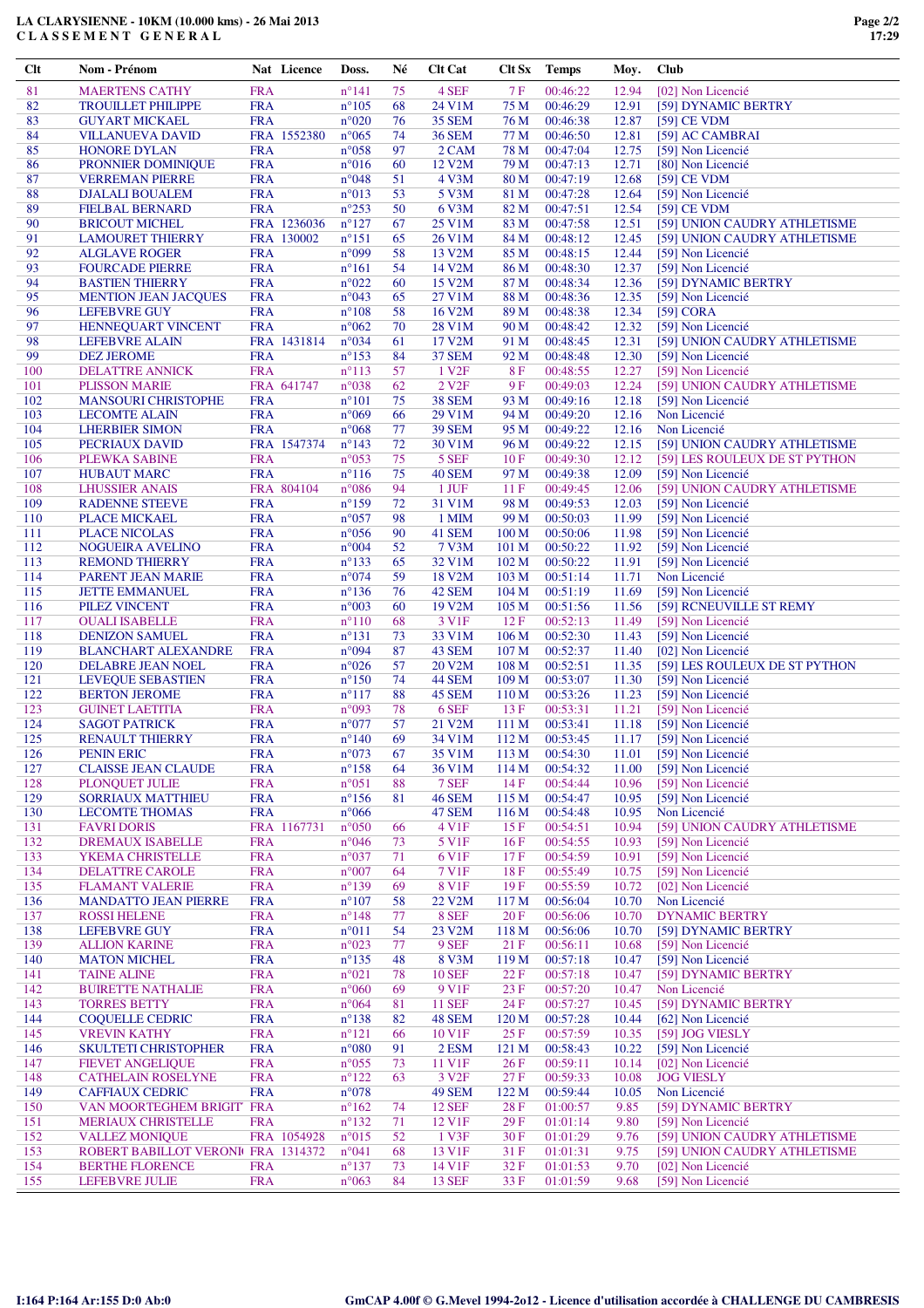LA CLARYSIENNE - 10KM (10.000 kms) - 26 Mai 2013
C L A S S E M E N T   G E N E R A L

| Clt | Nom - Prénom | Nat | Licence | Doss. | Né | Clt Cat | Clt Sx | Temps | Moy. | Club |
|---|---|---|---|---|---|---|---|---|---|---|
| 81 | MAERTENS CATHY | FRA | | n°141 | 75 | 4 SEF | 7 F | 00:46:22 | 12.94 | [02] Non Licencié |
| 82 | TROUILLET PHILIPPE | FRA | | n°105 | 68 | 24 V1M | 75 M | 00:46:29 | 12.91 | [59] DYNAMIC BERTRY |
| 83 | GUYART MICKAEL | FRA | | n°020 | 76 | 35 SEM | 76 M | 00:46:38 | 12.87 | [59] CE VDM |
| 84 | VILLANUEVA DAVID | FRA | 1552380 | n°065 | 74 | 36 SEM | 77 M | 00:46:50 | 12.81 | [59] AC CAMBRAI |
| 85 | HONORE DYLAN | FRA | | n°058 | 97 | 2 CAM | 78 M | 00:47:04 | 12.75 | [59] Non Licencié |
| 86 | PRONNIER DOMINIQUE | FRA | | n°016 | 60 | 12 V2M | 79 M | 00:47:13 | 12.71 | [80] Non Licencié |
| 87 | VERREMAN PIERRE | FRA | | n°048 | 51 | 4 V3M | 80 M | 00:47:19 | 12.68 | [59] CE VDM |
| 88 | DJALALI BOUALEM | FRA | | n°013 | 53 | 5 V3M | 81 M | 00:47:28 | 12.64 | [59] Non Licencié |
| 89 | FIELBAL BERNARD | FRA | | n°253 | 50 | 6 V3M | 82 M | 00:47:51 | 12.54 | [59] CE VDM |
| 90 | BRICOUT MICHEL | FRA | 1236036 | n°127 | 67 | 25 V1M | 83 M | 00:47:58 | 12.51 | [59] UNION CAUDRY ATHLETISME |
| 91 | LAMOURET THIERRY | FRA | 130002 | n°151 | 65 | 26 V1M | 84 M | 00:48:12 | 12.45 | [59] UNION CAUDRY ATHLETISME |
| 92 | ALGLAVE ROGER | FRA | | n°099 | 58 | 13 V2M | 85 M | 00:48:15 | 12.44 | [59] Non Licencié |
| 93 | FOURCADE PIERRE | FRA | | n°161 | 54 | 14 V2M | 86 M | 00:48:30 | 12.37 | [59] Non Licencié |
| 94 | BASTIEN THIERRY | FRA | | n°022 | 60 | 15 V2M | 87 M | 00:48:34 | 12.36 | [59] DYNAMIC BERTRY |
| 95 | MENTION JEAN JACQUES | FRA | | n°043 | 65 | 27 V1M | 88 M | 00:48:36 | 12.35 | [59] Non Licencié |
| 96 | LEFEBVRE GUY | FRA | | n°108 | 58 | 16 V2M | 89 M | 00:48:38 | 12.34 | [59] CORA |
| 97 | HENNEQUART VINCENT | FRA | | n°062 | 70 | 28 V1M | 90 M | 00:48:42 | 12.32 | [59] Non Licencié |
| 98 | LEFEBVRE ALAIN | FRA | 1431814 | n°034 | 61 | 17 V2M | 91 M | 00:48:45 | 12.31 | [59] UNION CAUDRY ATHLETISME |
| 99 | DEZ JEROME | FRA | | n°153 | 84 | 37 SEM | 92 M | 00:48:48 | 12.30 | [59] Non Licencié |
| 100 | DELATTRE ANNICK | FRA | | n°113 | 57 | 1 V2F | 8 F | 00:48:55 | 12.27 | [59] Non Licencié |
| 101 | PLISSON MARIE | FRA | 641747 | n°038 | 62 | 2 V2F | 9 F | 00:49:03 | 12.24 | [59] UNION CAUDRY ATHLETISME |
| 102 | MANSOURI CHRISTOPHE | FRA | | n°101 | 75 | 38 SEM | 93 M | 00:49:16 | 12.18 | [59] Non Licencié |
| 103 | LECOMTE ALAIN | FRA | | n°069 | 66 | 29 V1M | 94 M | 00:49:20 | 12.16 | Non Licencié |
| 104 | LHERBIER SIMON | FRA | | n°068 | 77 | 39 SEM | 95 M | 00:49:22 | 12.16 | Non Licencié |
| 105 | PECRIAUX DAVID | FRA | 1547374 | n°143 | 72 | 30 V1M | 96 M | 00:49:22 | 12.15 | [59] UNION CAUDRY ATHLETISME |
| 106 | PLEWKA SABINE | FRA | | n°053 | 75 | 5 SEF | 10 F | 00:49:30 | 12.12 | [59] LES ROULEUX DE ST PYTHON |
| 107 | HUBAUT MARC | FRA | | n°116 | 75 | 40 SEM | 97 M | 00:49:38 | 12.09 | [59] Non Licencié |
| 108 | LHUSSIER ANAIS | FRA | 804104 | n°086 | 94 | 1 JUF | 11 F | 00:49:45 | 12.06 | [59] UNION CAUDRY ATHLETISME |
| 109 | RADENNE STEEVE | FRA | | n°159 | 72 | 31 V1M | 98 M | 00:49:53 | 12.03 | [59] Non Licencié |
| 110 | PLACE MICKAEL | FRA | | n°057 | 98 | 1 MIM | 99 M | 00:50:03 | 11.99 | [59] Non Licencié |
| 111 | PLACE NICOLAS | FRA | | n°056 | 90 | 41 SEM | 100 M | 00:50:06 | 11.98 | [59] Non Licencié |
| 112 | NOGUEIRA AVELINO | FRA | | n°004 | 52 | 7 V3M | 101 M | 00:50:22 | 11.92 | [59] Non Licencié |
| 113 | REMOND THIERRY | FRA | | n°133 | 65 | 32 V1M | 102 M | 00:50:22 | 11.91 | [59] Non Licencié |
| 114 | PARENT JEAN MARIE | FRA | | n°074 | 59 | 18 V2M | 103 M | 00:51:14 | 11.71 | Non Licencié |
| 115 | JETTE EMMANUEL | FRA | | n°136 | 76 | 42 SEM | 104 M | 00:51:19 | 11.69 | [59] Non Licencié |
| 116 | PILEZ VINCENT | FRA | | n°003 | 60 | 19 V2M | 105 M | 00:51:56 | 11.56 | [59] RCNEUVILLE ST REMY |
| 117 | OUALI ISABELLE | FRA | | n°110 | 68 | 3 V1F | 12 F | 00:52:13 | 11.49 | [59] Non Licencié |
| 118 | DENIZON SAMUEL | FRA | | n°131 | 73 | 33 V1M | 106 M | 00:52:30 | 11.43 | [59] Non Licencié |
| 119 | BLANCHART ALEXANDRE | FRA | | n°094 | 87 | 43 SEM | 107 M | 00:52:37 | 11.40 | [02] Non Licencié |
| 120 | DELABRE JEAN NOEL | FRA | | n°026 | 57 | 20 V2M | 108 M | 00:52:51 | 11.35 | [59] LES ROULEUX DE ST PYTHON |
| 121 | LEVEQUE SEBASTIEN | FRA | | n°150 | 74 | 44 SEM | 109 M | 00:53:07 | 11.30 | [59] Non Licencié |
| 122 | BERTON JEROME | FRA | | n°117 | 88 | 45 SEM | 110 M | 00:53:26 | 11.23 | [59] Non Licencié |
| 123 | GUINET LAETITIA | FRA | | n°093 | 78 | 6 SEF | 13 F | 00:53:31 | 11.21 | [59] Non Licencié |
| 124 | SAGOT PATRICK | FRA | | n°077 | 57 | 21 V2M | 111 M | 00:53:41 | 11.18 | [59] Non Licencié |
| 125 | RENAULT THIERRY | FRA | | n°140 | 69 | 34 V1M | 112 M | 00:53:45 | 11.17 | [59] Non Licencié |
| 126 | PENIN ERIC | FRA | | n°073 | 67 | 35 V1M | 113 M | 00:54:30 | 11.01 | [59] Non Licencié |
| 127 | CLAISSE JEAN CLAUDE | FRA | | n°158 | 64 | 36 V1M | 114 M | 00:54:32 | 11.00 | [59] Non Licencié |
| 128 | PLONQUET JULIE | FRA | | n°051 | 88 | 7 SEF | 14 F | 00:54:44 | 10.96 | [59] Non Licencié |
| 129 | SORRIAUX MATTHIEU | FRA | | n°156 | 81 | 46 SEM | 115 M | 00:54:47 | 10.95 | [59] Non Licencié |
| 130 | LECOMTE THOMAS | FRA | | n°066 | | 47 SEM | 116 M | 00:54:48 | 10.95 | Non Licencié |
| 131 | FAVRI DORIS | FRA | 1167731 | n°050 | 66 | 4 V1F | 15 F | 00:54:51 | 10.94 | [59] UNION CAUDRY ATHLETISME |
| 132 | DREMAUX ISABELLE | FRA | | n°046 | 73 | 5 V1F | 16 F | 00:54:55 | 10.93 | [59] Non Licencié |
| 133 | YKEMA CHRISTELLE | FRA | | n°037 | 71 | 6 V1F | 17 F | 00:54:59 | 10.91 | [59] Non Licencié |
| 134 | DELATTRE CAROLE | FRA | | n°007 | 64 | 7 V1F | 18 F | 00:55:49 | 10.75 | [59] Non Licencié |
| 135 | FLAMANT VALERIE | FRA | | n°139 | 69 | 8 V1F | 19 F | 00:55:59 | 10.72 | [02] Non Licencié |
| 136 | MANDATTO JEAN PIERRE | FRA | | n°107 | 58 | 22 V2M | 117 M | 00:56:04 | 10.70 | Non Licencié |
| 137 | ROSSI HELENE | FRA | | n°148 | 77 | 8 SEF | 20 F | 00:56:06 | 10.70 | DYNAMIC BERTRY |
| 138 | LEFEBVRE GUY | FRA | | n°011 | 54 | 23 V2M | 118 M | 00:56:06 | 10.70 | [59] DYNAMIC BERTRY |
| 139 | ALLION KARINE | FRA | | n°023 | 77 | 9 SEF | 21 F | 00:56:11 | 10.68 | [59] Non Licencié |
| 140 | MATON MICHEL | FRA | | n°135 | 48 | 8 V3M | 119 M | 00:57:18 | 10.47 | [59] Non Licencié |
| 141 | TAINE ALINE | FRA | | n°021 | 78 | 10 SEF | 22 F | 00:57:18 | 10.47 | [59] DYNAMIC BERTRY |
| 142 | BUIRETTE NATHALIE | FRA | | n°060 | 69 | 9 V1F | 23 F | 00:57:20 | 10.47 | Non Licencié |
| 143 | TORRES BETTY | FRA | | n°064 | 81 | 11 SEF | 24 F | 00:57:27 | 10.45 | [59] DYNAMIC BERTRY |
| 144 | COQUELLE CEDRIC | FRA | | n°138 | 82 | 48 SEM | 120 M | 00:57:28 | 10.44 | [62] Non Licencié |
| 145 | VREVIN KATHY | FRA | | n°121 | 66 | 10 V1F | 25 F | 00:57:59 | 10.35 | [59] JOG VIESLY |
| 146 | SKULTETI CHRISTOPHER | FRA | | n°080 | 91 | 2 ESM | 121 M | 00:58:43 | 10.22 | [59] Non Licencié |
| 147 | FIEVET ANGELIQUE | FRA | | n°055 | 73 | 11 V1F | 26 F | 00:59:11 | 10.14 | [02] Non Licencié |
| 148 | CATHELAIN ROSELYNE | FRA | | n°122 | 63 | 3 V2F | 27 F | 00:59:33 | 10.08 | JOG VIESLY |
| 149 | CAFFIAUX CEDRIC | FRA | | n°078 | | 49 SEM | 122 M | 00:59:44 | 10.05 | Non Licencié |
| 150 | VAN MOORTEGHEM BRIGIT | FRA | | n°162 | 74 | 12 SEF | 28 F | 01:00:57 | 9.85 | [59] DYNAMIC BERTRY |
| 151 | MERIAUX CHRISTELLE | FRA | | n°132 | 71 | 12 V1F | 29 F | 01:01:14 | 9.80 | [59] Non Licencié |
| 152 | VALLEZ MONIQUE | FRA | 1054928 | n°015 | 52 | 1 V3F | 30 F | 01:01:29 | 9.76 | [59] UNION CAUDRY ATHLETISME |
| 153 | ROBERT BABILLOT VERONI | FRA | 1314372 | n°041 | 68 | 13 V1F | 31 F | 01:01:31 | 9.75 | [59] UNION CAUDRY ATHLETISME |
| 154 | BERTHE FLORENCE | FRA | | n°137 | 73 | 14 V1F | 32 F | 01:01:53 | 9.70 | [02] Non Licencié |
| 155 | LEFEBVRE JULIE | FRA | | n°063 | 84 | 13 SEF | 33 F | 01:01:59 | 9.68 | [59] Non Licencié |

I:164 P:164 Ar:155 D:0 Ab:0

GmCAP 4.00f © G.Mevel 1994-2o12 - Licence d'utilisation accordée à CHALLENGE DU CAMBRESIS